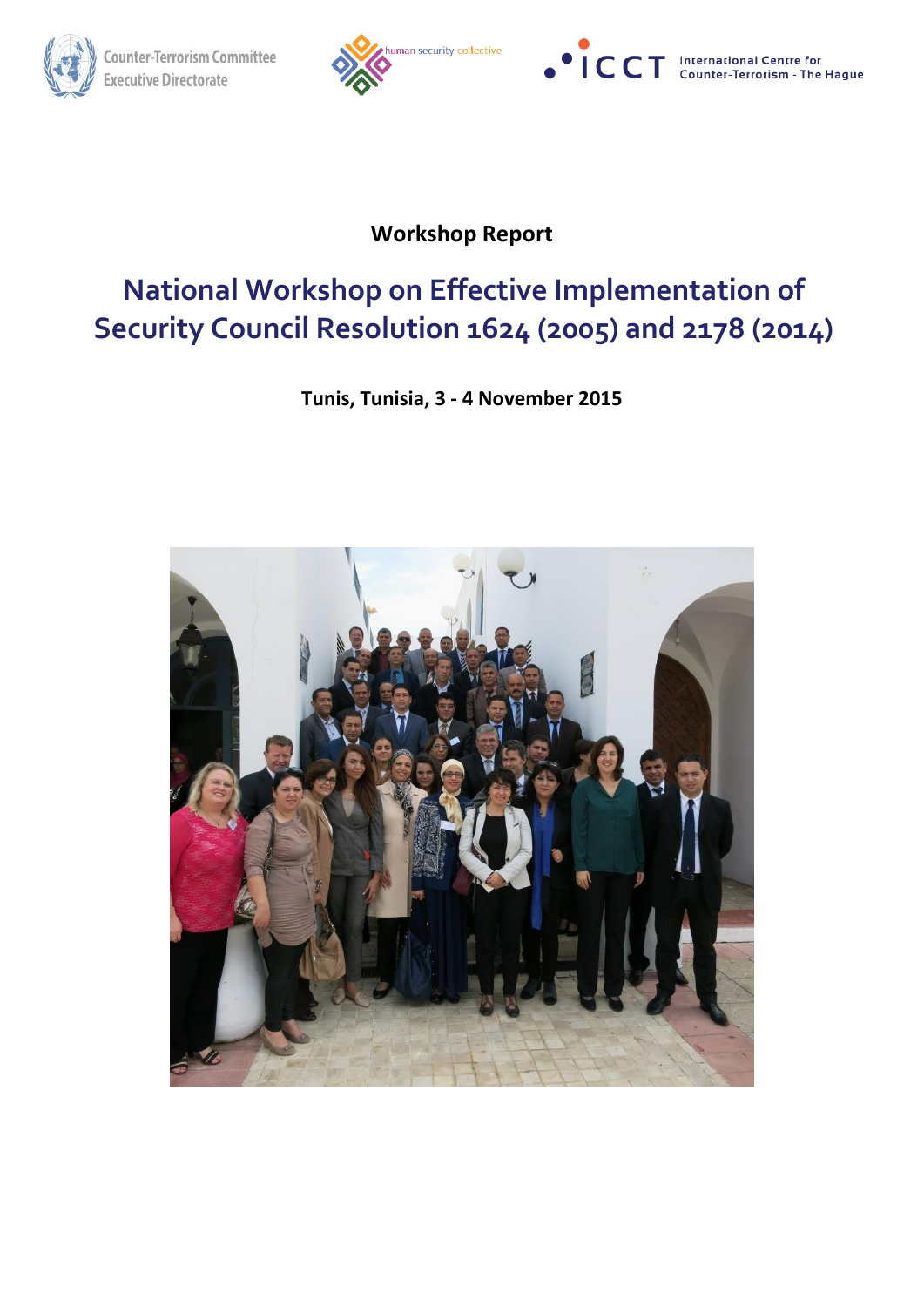Counter-Terrorism Committee Executive Directorate

human security collective

ICCT International Centre for Counter-Terrorism - The Hague

**Workshop Report**

# National Workshop on Effective Implementation of Security Council Resolution 1624 (2005) and 2178 (2014)

**Tunis, Tunisia, 3 - 4 November 2015**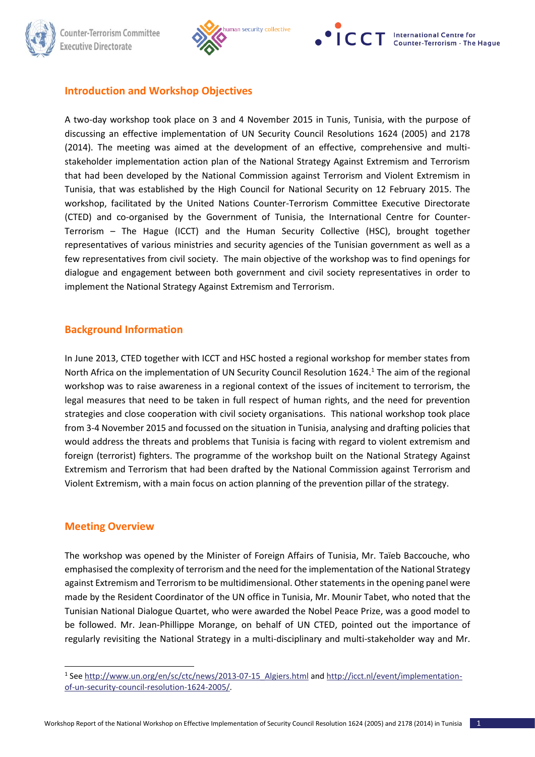## Introduction and Workshop Objectives

A two-day workshop took place on 3 and 4 November 2015 in Tunis, Tunisia, with the purpose of discussing an effective implementation of UN Security Council Resolutions 1624 (2005) and 2178 (2014). The meeting was aimed at the development of an effective, comprehensive and multi-stakeholder implementation action plan of the National Strategy Against Extremism and Terrorism that had been developed by the National Commission against Terrorism and Violent Extremism in Tunisia, that was established by the High Council for National Security on 12 February 2015. The workshop, facilitated by the United Nations Counter-Terrorism Committee Executive Directorate (CTED) and co-organised by the Government of Tunisia, the International Centre for Counter-Terrorism – The Hague (ICCT) and the Human Security Collective (HSC), brought together representatives of various ministries and security agencies of the Tunisian government as well as a few representatives from civil society. The main objective of the workshop was to find openings for dialogue and engagement between both government and civil society representatives in order to implement the National Strategy Against Extremism and Terrorism.

## Background Information

In June 2013, CTED together with ICCT and HSC hosted a regional workshop for member states from North Africa on the implementation of UN Security Council Resolution 1624.[1] The aim of the regional workshop was to raise awareness in a regional context of the issues of incitement to terrorism, the legal measures that need to be taken in full respect of human rights, and the need for prevention strategies and close cooperation with civil society organisations. This national workshop took place from 3-4 November 2015 and focussed on the situation in Tunisia, analysing and drafting policies that would address the threats and problems that Tunisia is facing with regard to violent extremism and foreign (terrorist) fighters. The programme of the workshop built on the National Strategy Against Extremism and Terrorism that had been drafted by the National Commission against Terrorism and Violent Extremism, with a main focus on action planning of the prevention pillar of the strategy.

## Meeting Overview

The workshop was opened by the Minister of Foreign Affairs of Tunisia, Mr. Taïeb Baccouche, who emphasised the complexity of terrorism and the need for the implementation of the National Strategy against Extremism and Terrorism to be multidimensional. Other statements in the opening panel were made by the Resident Coordinator of the UN office in Tunisia, Mr. Mounir Tabet, who noted that the Tunisian National Dialogue Quartet, who were awarded the Nobel Peace Prize, was a good model to be followed. Mr. Jean-Phillippe Morange, on behalf of UN CTED, pointed out the importance of regularly revisiting the National Strategy in a multi-disciplinary and multi-stakeholder way and Mr.

---

[1] See http://www.un.org/en/sc/ctc/news/2013-07-15_Algiers.html and http://icct.nl/event/implementation-of-un-security-council-resolution-1624-2005/.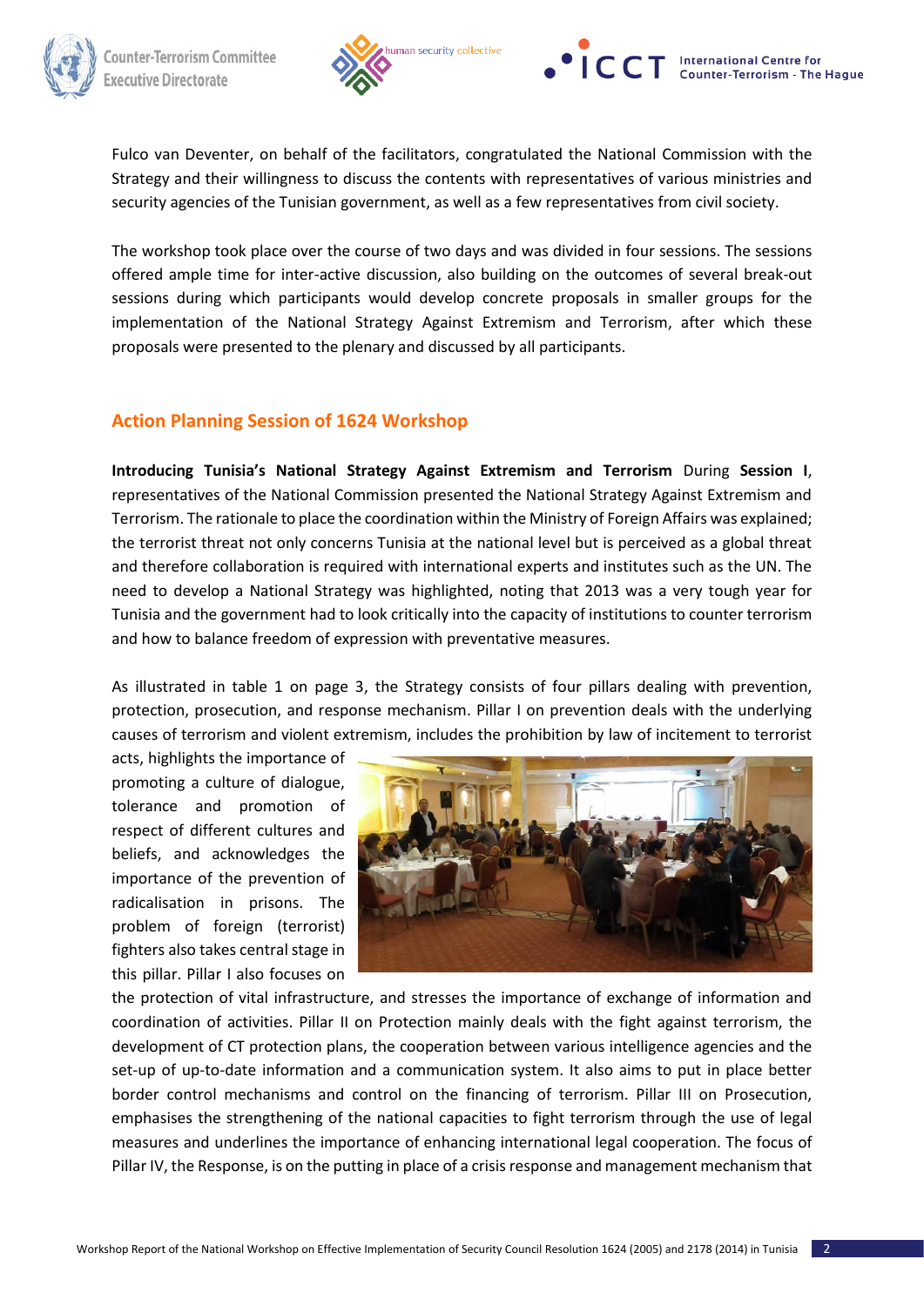Fulco van Deventer, on behalf of the facilitators, congratulated the National Commission with the Strategy and their willingness to discuss the contents with representatives of various ministries and security agencies of the Tunisian government, as well as a few representatives from civil society.

The workshop took place over the course of two days and was divided in four sessions. The sessions offered ample time for inter-active discussion, also building on the outcomes of several break-out sessions during which participants would develop concrete proposals in smaller groups for the implementation of the National Strategy Against Extremism and Terrorism, after which these proposals were presented to the plenary and discussed by all participants.

## Action Planning Session of 1624 Workshop

**Introducing Tunisia's National Strategy Against Extremism and Terrorism** During **Session I**, representatives of the National Commission presented the National Strategy Against Extremism and Terrorism. The rationale to place the coordination within the Ministry of Foreign Affairs was explained; the terrorist threat not only concerns Tunisia at the national level but is perceived as a global threat and therefore collaboration is required with international experts and institutes such as the UN. The need to develop a National Strategy was highlighted, noting that 2013 was a very tough year for Tunisia and the government had to look critically into the capacity of institutions to counter terrorism and how to balance freedom of expression with preventative measures.

As illustrated in table 1 on page 3, the Strategy consists of four pillars dealing with prevention, protection, prosecution, and response mechanism. Pillar I on prevention deals with the underlying causes of terrorism and violent extremism, includes the prohibition by law of incitement to terrorist acts, highlights the importance of promoting a culture of dialogue, tolerance and promotion of respect of different cultures and beliefs, and acknowledges the importance of the prevention of radicalisation in prisons. The problem of foreign (terrorist) fighters also takes central stage in this pillar. Pillar I also focuses on the protection of vital infrastructure, and stresses the importance of exchange of information and coordination of activities. Pillar II on Protection mainly deals with the fight against terrorism, the development of CT protection plans, the cooperation between various intelligence agencies and the set-up of up-to-date information and a communication system. It also aims to put in place better border control mechanisms and control on the financing of terrorism. Pillar III on Prosecution, emphasises the strengthening of the national capacities to fight terrorism through the use of legal measures and underlines the importance of enhancing international legal cooperation. The focus of Pillar IV, the Response, is on the putting in place of a crisis response and management mechanism that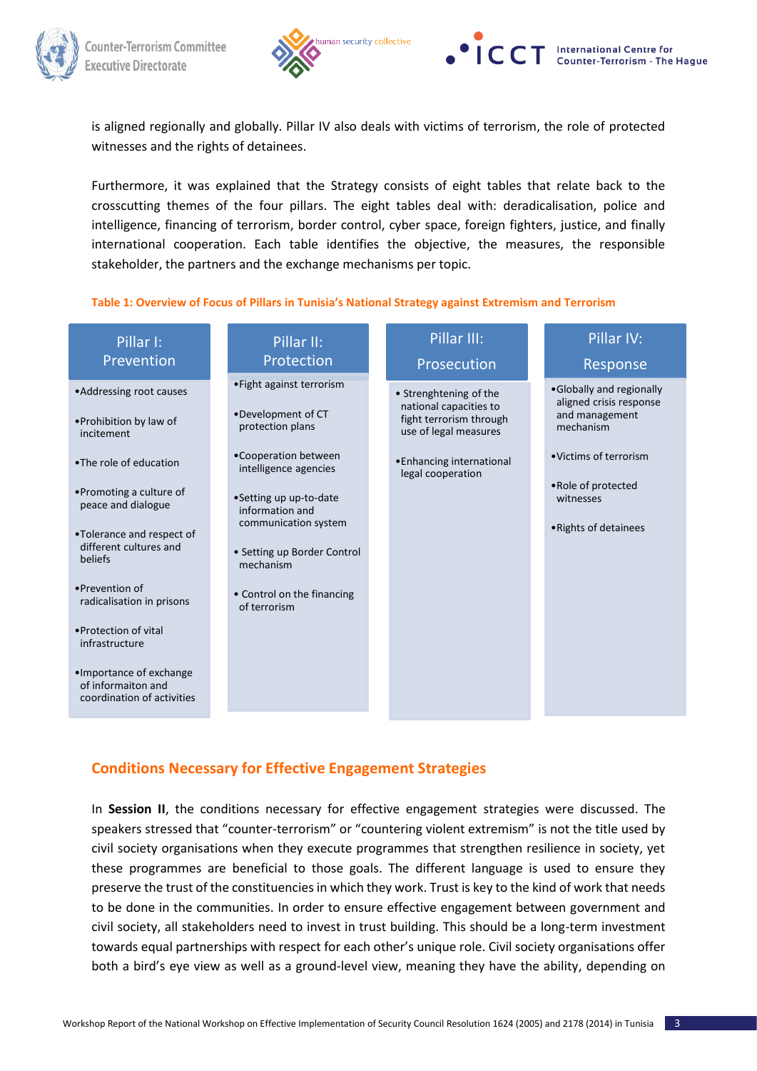is aligned regionally and globally. Pillar IV also deals with victims of terrorism, the role of protected witnesses and the rights of detainees.

Furthermore, it was explained that the Strategy consists of eight tables that relate back to the crosscutting themes of the four pillars. The eight tables deal with: deradicalisation, police and intelligence, financing of terrorism, border control, cyber space, foreign fighters, justice, and finally international cooperation. Each table identifies the objective, the measures, the responsible stakeholder, the partners and the exchange mechanisms per topic.

**Table 1: Overview of Focus of Pillars in Tunisia's National Strategy against Extremism and Terrorism**

| Pillar I: Prevention | Pillar II: Protection | Pillar III: Prosecution | Pillar IV: Response |
|---|---|---|---|
| • Addressing root causes<br>• Prohibition by law of incitement<br>• The role of education<br>• Promoting a culture of peace and dialogue<br>• Tolerance and respect of different cultures and beliefs<br>• Prevention of radicalisation in prisons<br>• Protection of vital infrastructure<br>• Importance of exchange of informaiton and coordination of activities | • Fight against terrorism<br>• Development of CT protection plans<br>• Cooperation between intelligence agencies<br>• Setting up up-to-date information and communication system<br>• Setting up Border Control mechanism<br>• Control on the financing of terrorism | • Strenghtening of the national capacities to fight terrorism through use of legal measures<br>• Enhancing international legal cooperation | • Globally and regionally aligned crisis response and management mechanism<br>• Victims of terrorism<br>• Role of protected witnesses<br>• Rights of detainees |

## Conditions Necessary for Effective Engagement Strategies

In **Session II**, the conditions necessary for effective engagement strategies were discussed. The speakers stressed that "counter-terrorism" or "countering violent extremism" is not the title used by civil society organisations when they execute programmes that strengthen resilience in society, yet these programmes are beneficial to those goals. The different language is used to ensure they preserve the trust of the constituencies in which they work. Trust is key to the kind of work that needs to be done in the communities. In order to ensure effective engagement between government and civil society, all stakeholders need to invest in trust building. This should be a long-term investment towards equal partnerships with respect for each other's unique role. Civil society organisations offer both a bird's eye view as well as a ground-level view, meaning they have the ability, depending on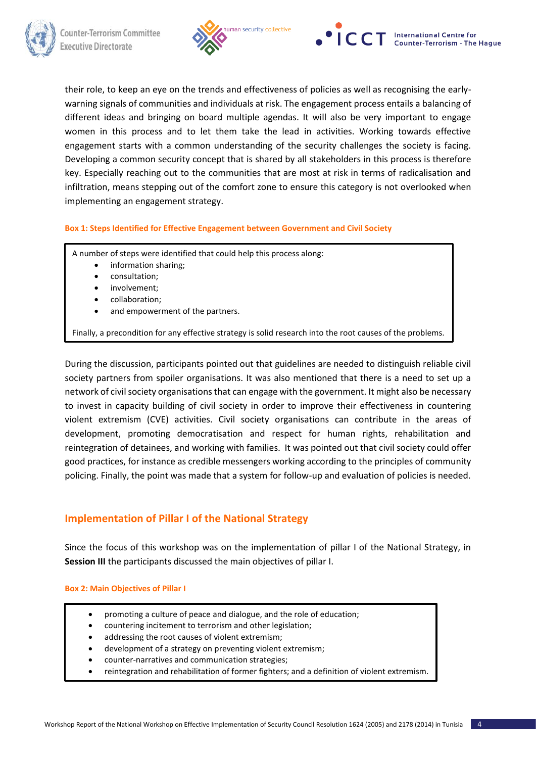their role, to keep an eye on the trends and effectiveness of policies as well as recognising the early-warning signals of communities and individuals at risk. The engagement process entails a balancing of different ideas and bringing on board multiple agendas. It will also be very important to engage women in this process and to let them take the lead in activities. Working towards effective engagement starts with a common understanding of the security challenges the society is facing. Developing a common security concept that is shared by all stakeholders in this process is therefore key. Especially reaching out to the communities that are most at risk in terms of radicalisation and infiltration, means stepping out of the comfort zone to ensure this category is not overlooked when implementing an engagement strategy.

**Box 1: Steps Identified for Effective Engagement between Government and Civil Society**

A number of steps were identified that could help this process along:

- information sharing;
- consultation;
- involvement;
- collaboration;
- and empowerment of the partners.

Finally, a precondition for any effective strategy is solid research into the root causes of the problems.

During the discussion, participants pointed out that guidelines are needed to distinguish reliable civil society partners from spoiler organisations. It was also mentioned that there is a need to set up a network of civil society organisations that can engage with the government. It might also be necessary to invest in capacity building of civil society in order to improve their effectiveness in countering violent extremism (CVE) activities. Civil society organisations can contribute in the areas of development, promoting democratisation and respect for human rights, rehabilitation and reintegration of detainees, and working with families. It was pointed out that civil society could offer good practices, for instance as credible messengers working according to the principles of community policing. Finally, the point was made that a system for follow-up and evaluation of policies is needed.

## Implementation of Pillar I of the National Strategy

Since the focus of this workshop was on the implementation of pillar I of the National Strategy, in **Session III** the participants discussed the main objectives of pillar I.

**Box 2: Main Objectives of Pillar I**

- promoting a culture of peace and dialogue, and the role of education;
- countering incitement to terrorism and other legislation;
- addressing the root causes of violent extremism;
- development of a strategy on preventing violent extremism;
- counter-narratives and communication strategies;
- reintegration and rehabilitation of former fighters; and a definition of violent extremism.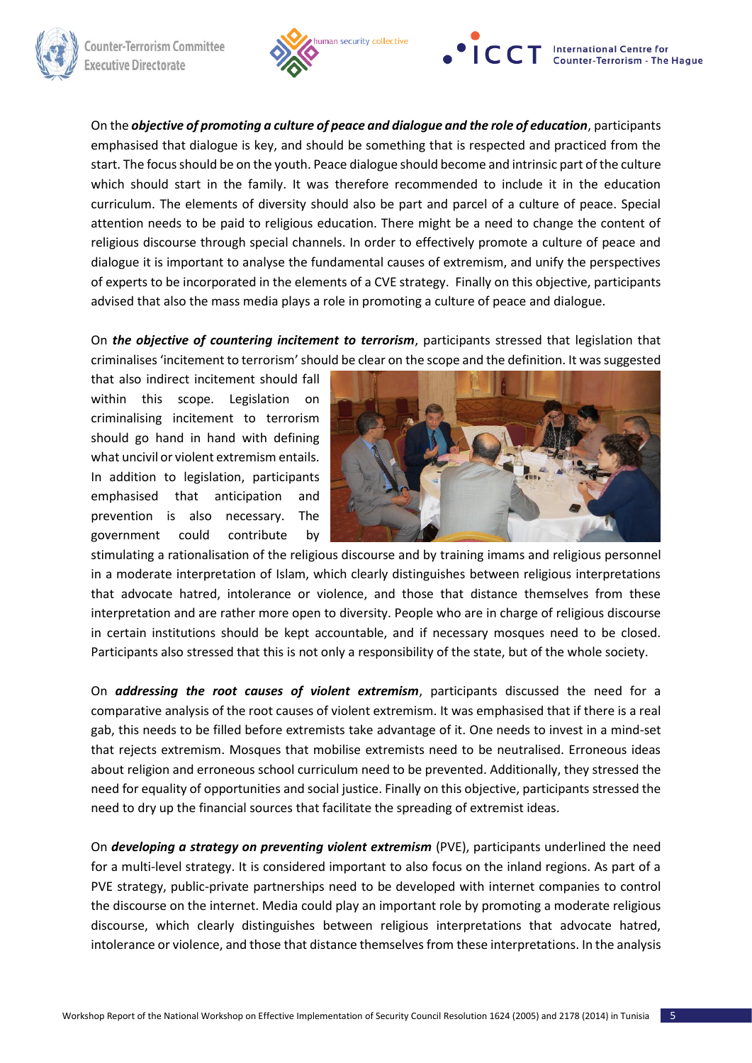On the ***objective of promoting a culture of peace and dialogue and the role of education***, participants emphasised that dialogue is key, and should be something that is respected and practiced from the start. The focus should be on the youth. Peace dialogue should become and intrinsic part of the culture which should start in the family. It was therefore recommended to include it in the education curriculum. The elements of diversity should also be part and parcel of a culture of peace. Special attention needs to be paid to religious education. There might be a need to change the content of religious discourse through special channels. In order to effectively promote a culture of peace and dialogue it is important to analyse the fundamental causes of extremism, and unify the perspectives of experts to be incorporated in the elements of a CVE strategy. Finally on this objective, participants advised that also the mass media plays a role in promoting a culture of peace and dialogue.

On ***the objective of countering incitement to terrorism***, participants stressed that legislation that criminalises 'incitement to terrorism' should be clear on the scope and the definition. It was suggested that also indirect incitement should fall within this scope. Legislation on criminalising incitement to terrorism should go hand in hand with defining what uncivil or violent extremism entails. In addition to legislation, participants emphasised that anticipation and prevention is also necessary. The government could contribute by stimulating a rationalisation of the religious discourse and by training imams and religious personnel in a moderate interpretation of Islam, which clearly distinguishes between religious interpretations that advocate hatred, intolerance or violence, and those that distance themselves from these interpretation and are rather more open to diversity. People who are in charge of religious discourse in certain institutions should be kept accountable, and if necessary mosques need to be closed. Participants also stressed that this is not only a responsibility of the state, but of the whole society.

On ***addressing the root causes of violent extremism***, participants discussed the need for a comparative analysis of the root causes of violent extremism. It was emphasised that if there is a real gab, this needs to be filled before extremists take advantage of it. One needs to invest in a mind-set that rejects extremism. Mosques that mobilise extremists need to be neutralised. Erroneous ideas about religion and erroneous school curriculum need to be prevented. Additionally, they stressed the need for equality of opportunities and social justice. Finally on this objective, participants stressed the need to dry up the financial sources that facilitate the spreading of extremist ideas.

On ***developing a strategy on preventing violent extremism*** (PVE), participants underlined the need for a multi-level strategy. It is considered important to also focus on the inland regions. As part of a PVE strategy, public-private partnerships need to be developed with internet companies to control the discourse on the internet. Media could play an important role by promoting a moderate religious discourse, which clearly distinguishes between religious interpretations that advocate hatred, intolerance or violence, and those that distance themselves from these interpretations. In the analysis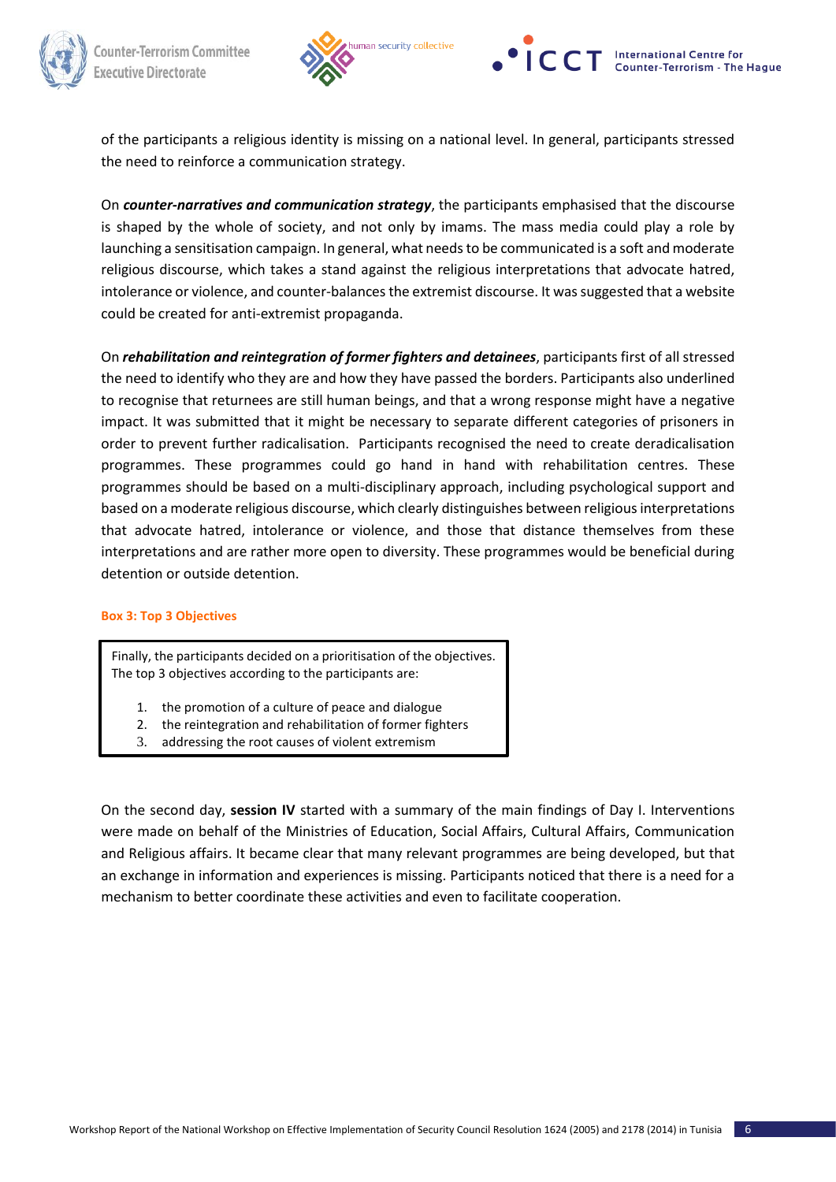of the participants a religious identity is missing on a national level. In general, participants stressed the need to reinforce a communication strategy.

On ***counter-narratives and communication strategy***, the participants emphasised that the discourse is shaped by the whole of society, and not only by imams. The mass media could play a role by launching a sensitisation campaign. In general, what needs to be communicated is a soft and moderate religious discourse, which takes a stand against the religious interpretations that advocate hatred, intolerance or violence, and counter-balances the extremist discourse. It was suggested that a website could be created for anti-extremist propaganda.

On ***rehabilitation and reintegration of former fighters and detainees***, participants first of all stressed the need to identify who they are and how they have passed the borders. Participants also underlined to recognise that returnees are still human beings, and that a wrong response might have a negative impact. It was submitted that it might be necessary to separate different categories of prisoners in order to prevent further radicalisation. Participants recognised the need to create deradicalisation programmes. These programmes could go hand in hand with rehabilitation centres. These programmes should be based on a multi-disciplinary approach, including psychological support and based on a moderate religious discourse, which clearly distinguishes between religious interpretations that advocate hatred, intolerance or violence, and those that distance themselves from these interpretations and are rather more open to diversity. These programmes would be beneficial during detention or outside detention.

**Box 3: Top 3 Objectives**

Finally, the participants decided on a prioritisation of the objectives. The top 3 objectives according to the participants are:

1. the promotion of a culture of peace and dialogue
2. the reintegration and rehabilitation of former fighters
3. addressing the root causes of violent extremism

On the second day, **session IV** started with a summary of the main findings of Day I. Interventions were made on behalf of the Ministries of Education, Social Affairs, Cultural Affairs, Communication and Religious affairs. It became clear that many relevant programmes are being developed, but that an exchange in information and experiences is missing. Participants noticed that there is a need for a mechanism to better coordinate these activities and even to facilitate cooperation.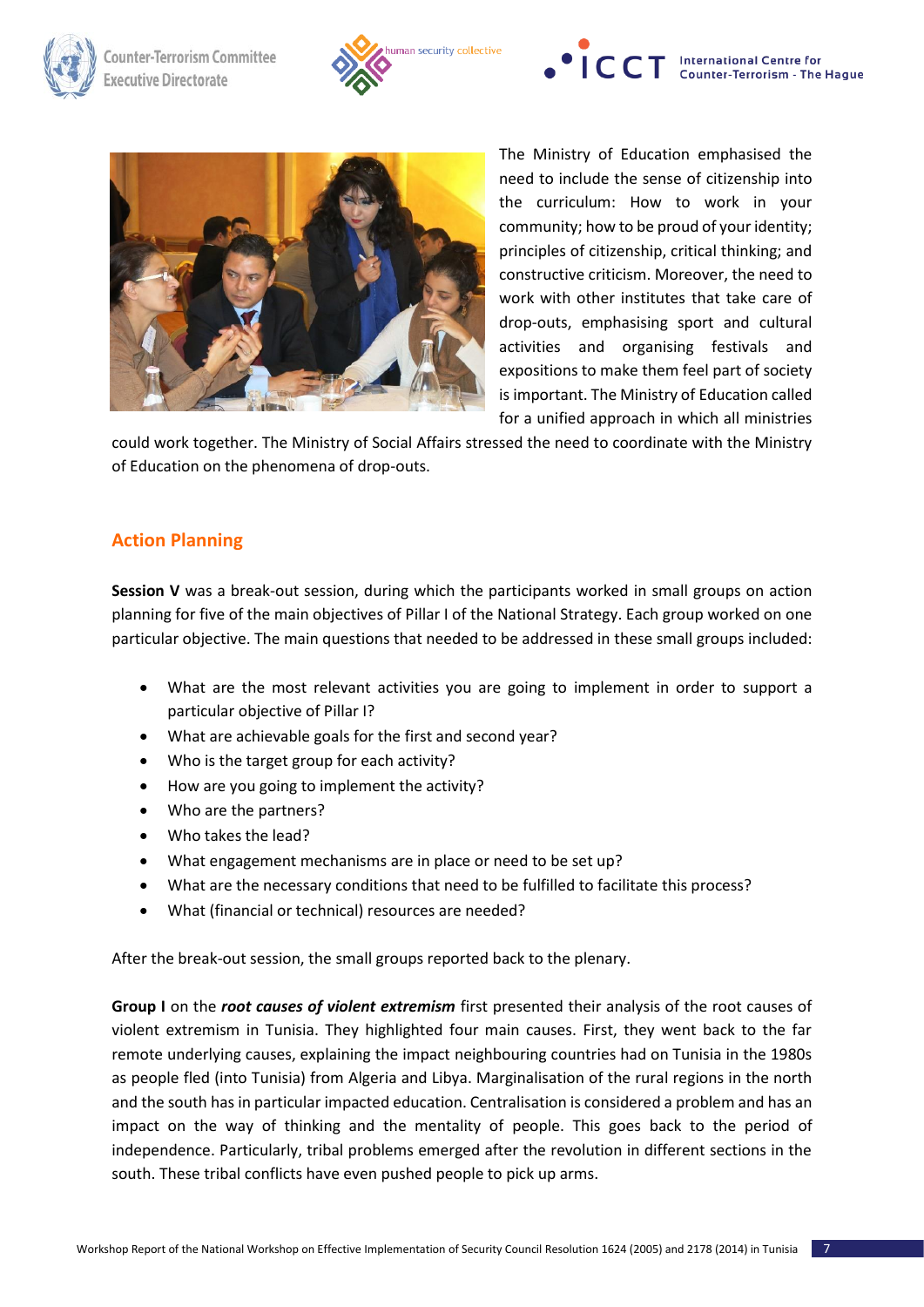The Ministry of Education emphasised the need to include the sense of citizenship into the curriculum: How to work in your community; how to be proud of your identity; principles of citizenship, critical thinking; and constructive criticism. Moreover, the need to work with other institutes that take care of drop-outs, emphasising sport and cultural activities and organising festivals and expositions to make them feel part of society is important. The Ministry of Education called for a unified approach in which all ministries could work together. The Ministry of Social Affairs stressed the need to coordinate with the Ministry of Education on the phenomena of drop-outs.

## Action Planning

**Session V** was a break-out session, during which the participants worked in small groups on action planning for five of the main objectives of Pillar I of the National Strategy. Each group worked on one particular objective. The main questions that needed to be addressed in these small groups included:

- What are the most relevant activities you are going to implement in order to support a particular objective of Pillar I?
- What are achievable goals for the first and second year?
- Who is the target group for each activity?
- How are you going to implement the activity?
- Who are the partners?
- Who takes the lead?
- What engagement mechanisms are in place or need to be set up?
- What are the necessary conditions that need to be fulfilled to facilitate this process?
- What (financial or technical) resources are needed?

After the break-out session, the small groups reported back to the plenary.

**Group I** on the ***root causes of violent extremism*** first presented their analysis of the root causes of violent extremism in Tunisia. They highlighted four main causes. First, they went back to the far remote underlying causes, explaining the impact neighbouring countries had on Tunisia in the 1980s as people fled (into Tunisia) from Algeria and Libya. Marginalisation of the rural regions in the north and the south has in particular impacted education. Centralisation is considered a problem and has an impact on the way of thinking and the mentality of people. This goes back to the period of independence. Particularly, tribal problems emerged after the revolution in different sections in the south. These tribal conflicts have even pushed people to pick up arms.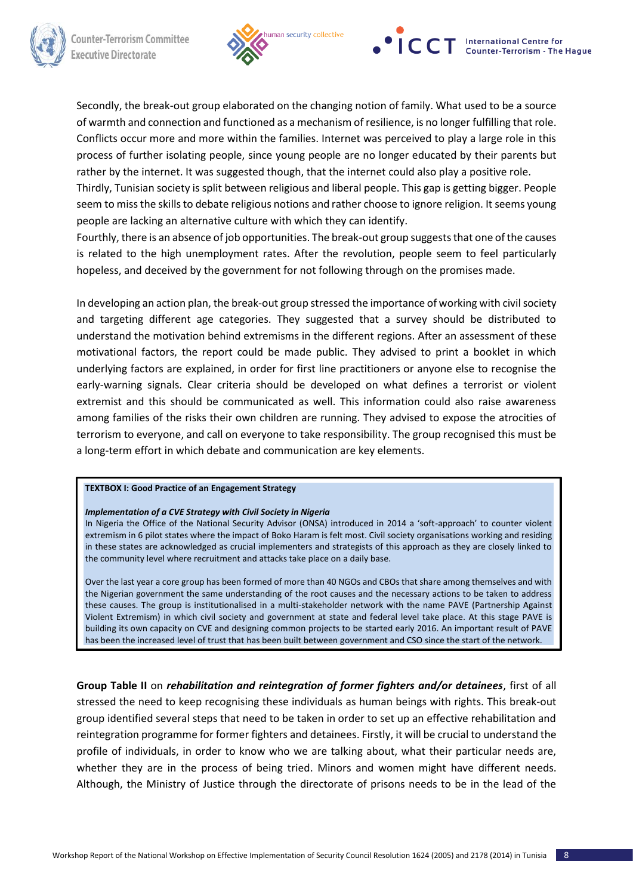Secondly, the break-out group elaborated on the changing notion of family. What used to be a source of warmth and connection and functioned as a mechanism of resilience, is no longer fulfilling that role. Conflicts occur more and more within the families. Internet was perceived to play a large role in this process of further isolating people, since young people are no longer educated by their parents but rather by the internet. It was suggested though, that the internet could also play a positive role.
Thirdly, Tunisian society is split between religious and liberal people. This gap is getting bigger. People seem to miss the skills to debate religious notions and rather choose to ignore religion. It seems young people are lacking an alternative culture with which they can identify.
Fourthly, there is an absence of job opportunities. The break-out group suggests that one of the causes is related to the high unemployment rates. After the revolution, people seem to feel particularly hopeless, and deceived by the government for not following through on the promises made.

In developing an action plan, the break-out group stressed the importance of working with civil society and targeting different age categories. They suggested that a survey should be distributed to understand the motivation behind extremisms in the different regions. After an assessment of these motivational factors, the report could be made public. They advised to print a booklet in which underlying factors are explained, in order for first line practitioners or anyone else to recognise the early-warning signals. Clear criteria should be developed on what defines a terrorist or violent extremist and this should be communicated as well. This information could also raise awareness among families of the risks their own children are running. They advised to expose the atrocities of terrorism to everyone, and call on everyone to take responsibility. The group recognised this must be a long-term effort in which debate and communication are key elements.

> **TEXTBOX I: Good Practice of an Engagement Strategy**
>
> ***Implementation of a CVE Strategy with Civil Society in Nigeria***
> In Nigeria the Office of the National Security Advisor (ONSA) introduced in 2014 a 'soft-approach' to counter violent extremism in 6 pilot states where the impact of Boko Haram is felt most. Civil society organisations working and residing in these states are acknowledged as crucial implementers and strategists of this approach as they are closely linked to the community level where recruitment and attacks take place on a daily base.
>
> Over the last year a core group has been formed of more than 40 NGOs and CBOs that share among themselves and with the Nigerian government the same understanding of the root causes and the necessary actions to be taken to address these causes. The group is institutionalised in a multi-stakeholder network with the name PAVE (Partnership Against Violent Extremism) in which civil society and government at state and federal level take place. At this stage PAVE is building its own capacity on CVE and designing common projects to be started early 2016. An important result of PAVE has been the increased level of trust that has been built between government and CSO since the start of the network.

**Group Table II** on ***rehabilitation and reintegration of former fighters and/or detainees***, first of all stressed the need to keep recognising these individuals as human beings with rights. This break-out group identified several steps that need to be taken in order to set up an effective rehabilitation and reintegration programme for former fighters and detainees. Firstly, it will be crucial to understand the profile of individuals, in order to know who we are talking about, what their particular needs are, whether they are in the process of being tried. Minors and women might have different needs. Although, the Ministry of Justice through the directorate of prisons needs to be in the lead of the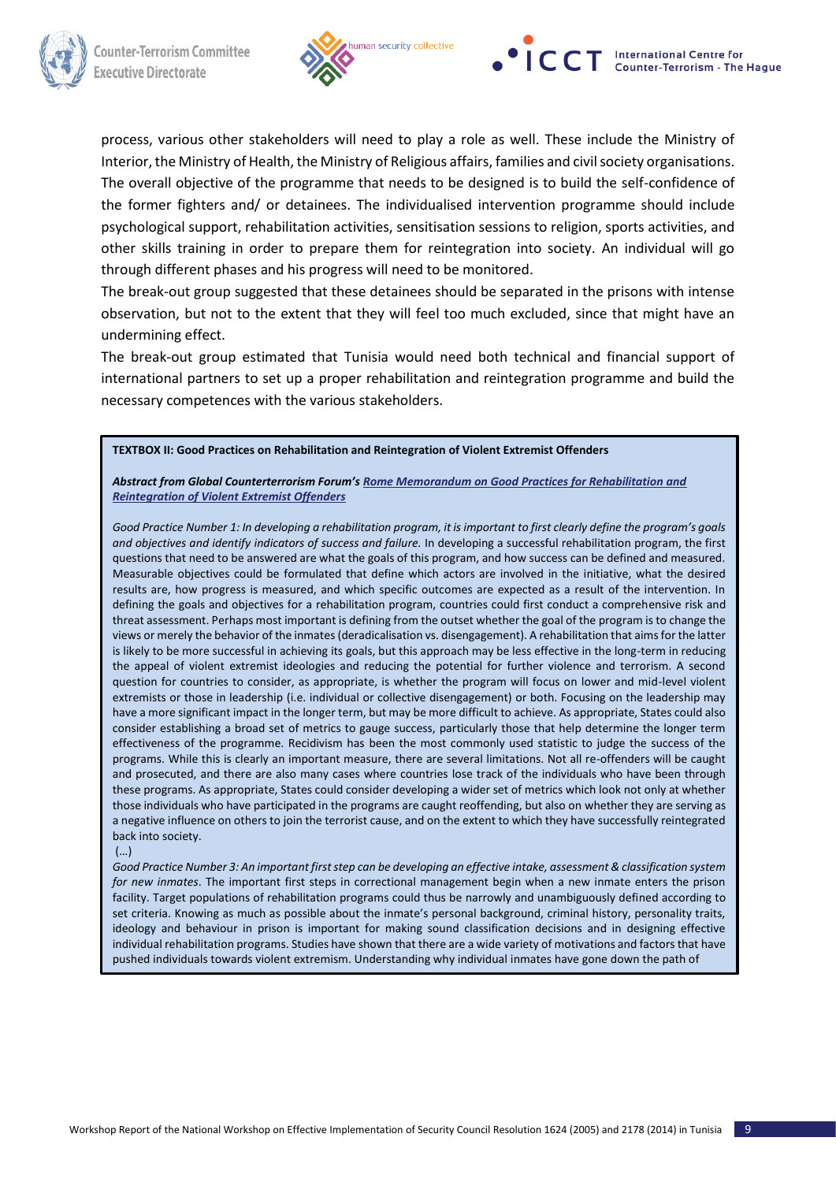process, various other stakeholders will need to play a role as well. These include the Ministry of Interior, the Ministry of Health, the Ministry of Religious affairs, families and civil society organisations. The overall objective of the programme that needs to be designed is to build the self-confidence of the former fighters and/ or detainees. The individualised intervention programme should include psychological support, rehabilitation activities, sensitisation sessions to religion, sports activities, and other skills training in order to prepare them for reintegration into society. An individual will go through different phases and his progress will need to be monitored.

The break-out group suggested that these detainees should be separated in the prisons with intense observation, but not to the extent that they will feel too much excluded, since that might have an undermining effect.

The break-out group estimated that Tunisia would need both technical and financial support of international partners to set up a proper rehabilitation and reintegration programme and build the necessary competences with the various stakeholders.

**TEXTBOX II: Good Practices on Rehabilitation and Reintegration of Violent Extremist Offenders**

***Abstract from Global Counterterrorism Forum's Rome Memorandum on Good Practices for Rehabilitation and Reintegration of Violent Extremist Offenders***

*Good Practice Number 1: In developing a rehabilitation program, it is important to first clearly define the program's goals and objectives and identify indicators of success and failure.* In developing a successful rehabilitation program, the first questions that need to be answered are what the goals of this program, and how success can be defined and measured. Measurable objectives could be formulated that define which actors are involved in the initiative, what the desired results are, how progress is measured, and which specific outcomes are expected as a result of the intervention. In defining the goals and objectives for a rehabilitation program, countries could first conduct a comprehensive risk and threat assessment. Perhaps most important is defining from the outset whether the goal of the program is to change the views or merely the behavior of the inmates (deradicalisation vs. disengagement). A rehabilitation that aims for the latter is likely to be more successful in achieving its goals, but this approach may be less effective in the long-term in reducing the appeal of violent extremist ideologies and reducing the potential for further violence and terrorism. A second question for countries to consider, as appropriate, is whether the program will focus on lower and mid-level violent extremists or those in leadership (i.e. individual or collective disengagement) or both. Focusing on the leadership may have a more significant impact in the longer term, but may be more difficult to achieve. As appropriate, States could also consider establishing a broad set of metrics to gauge success, particularly those that help determine the longer term effectiveness of the programme. Recidivism has been the most commonly used statistic to judge the success of the programs. While this is clearly an important measure, there are several limitations. Not all re-offenders will be caught and prosecuted, and there are also many cases where countries lose track of the individuals who have been through these programs. As appropriate, States could consider developing a wider set of metrics which look not only at whether those individuals who have participated in the programs are caught reoffending, but also on whether they are serving as a negative influence on others to join the terrorist cause, and on the extent to which they have successfully reintegrated back into society.

(…)

*Good Practice Number 3: An important first step can be developing an effective intake, assessment & classification system for new inmates*. The important first steps in correctional management begin when a new inmate enters the prison facility. Target populations of rehabilitation programs could thus be narrowly and unambiguously defined according to set criteria. Knowing as much as possible about the inmate's personal background, criminal history, personality traits, ideology and behaviour in prison is important for making sound classification decisions and in designing effective individual rehabilitation programs. Studies have shown that there are a wide variety of motivations and factors that have pushed individuals towards violent extremism. Understanding why individual inmates have gone down the path of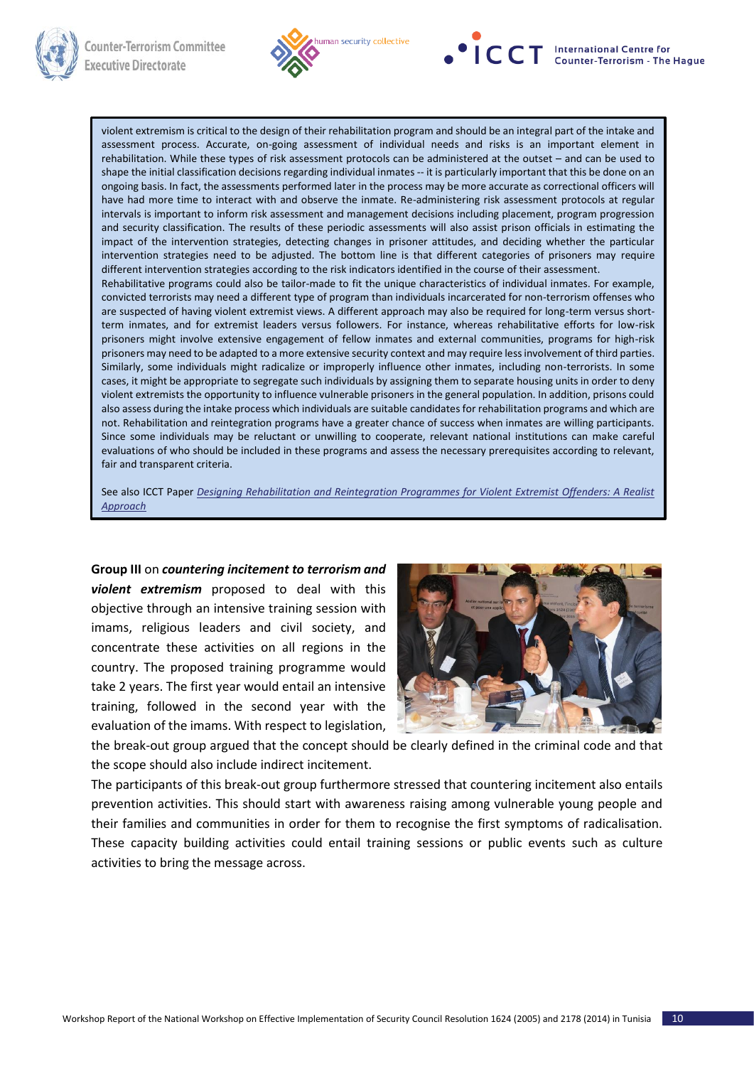violent extremism is critical to the design of their rehabilitation program and should be an integral part of the intake and assessment process. Accurate, on-going assessment of individual needs and risks is an important element in rehabilitation. While these types of risk assessment protocols can be administered at the outset – and can be used to shape the initial classification decisions regarding individual inmates -- it is particularly important that this be done on an ongoing basis. In fact, the assessments performed later in the process may be more accurate as correctional officers will have had more time to interact with and observe the inmate. Re-administering risk assessment protocols at regular intervals is important to inform risk assessment and management decisions including placement, program progression and security classification. The results of these periodic assessments will also assist prison officials in estimating the impact of the intervention strategies, detecting changes in prisoner attitudes, and deciding whether the particular intervention strategies need to be adjusted. The bottom line is that different categories of prisoners may require different intervention strategies according to the risk indicators identified in the course of their assessment.

Rehabilitative programs could also be tailor-made to fit the unique characteristics of individual inmates. For example, convicted terrorists may need a different type of program than individuals incarcerated for non-terrorism offenses who are suspected of having violent extremist views. A different approach may also be required for long-term versus short-term inmates, and for extremist leaders versus followers. For instance, whereas rehabilitative efforts for low-risk prisoners might involve extensive engagement of fellow inmates and external communities, programs for high-risk prisoners may need to be adapted to a more extensive security context and may require less involvement of third parties. Similarly, some individuals might radicalize or improperly influence other inmates, including non-terrorists. In some cases, it might be appropriate to segregate such individuals by assigning them to separate housing units in order to deny violent extremists the opportunity to influence vulnerable prisoners in the general population. In addition, prisons could also assess during the intake process which individuals are suitable candidates for rehabilitation programs and which are not. Rehabilitation and reintegration programs have a greater chance of success when inmates are willing participants. Since some individuals may be reluctant or unwilling to cooperate, relevant national institutions can make careful evaluations of who should be included in these programs and assess the necessary prerequisites according to relevant, fair and transparent criteria.

See also ICCT Paper *Designing Rehabilitation and Reintegration Programmes for Violent Extremist Offenders: A Realist Approach*

**Group III** on ***countering incitement to terrorism and violent extremism*** proposed to deal with this objective through an intensive training session with imams, religious leaders and civil society, and concentrate these activities on all regions in the country. The proposed training programme would take 2 years. The first year would entail an intensive training, followed in the second year with the evaluation of the imams. With respect to legislation, the break-out group argued that the concept should be clearly defined in the criminal code and that the scope should also include indirect incitement.

The participants of this break-out group furthermore stressed that countering incitement also entails prevention activities. This should start with awareness raising among vulnerable young people and their families and communities in order for them to recognise the first symptoms of radicalisation. These capacity building activities could entail training sessions or public events such as culture activities to bring the message across.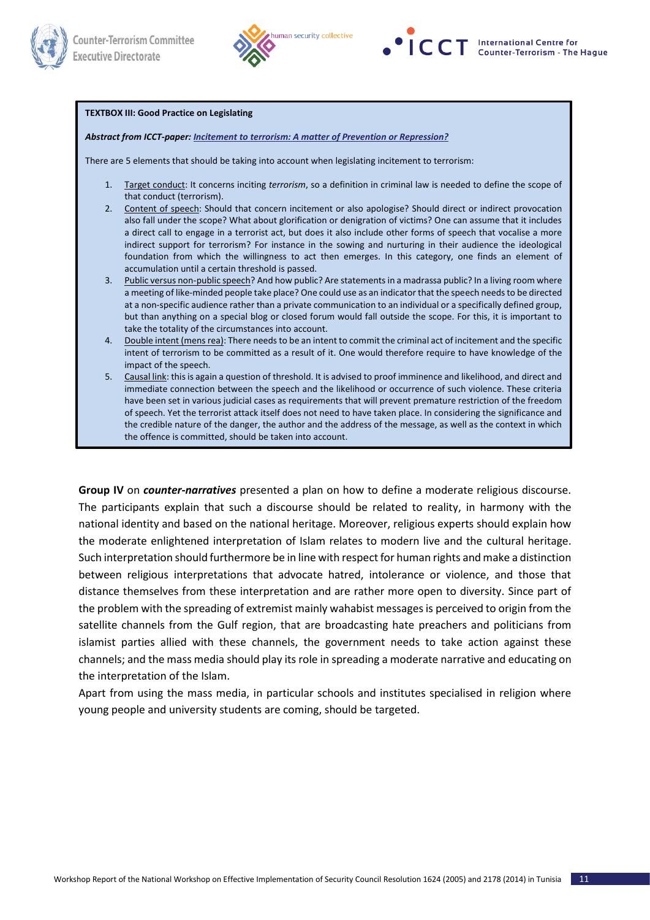**TEXTBOX III: Good Practice on Legislating**

***Abstract from ICCT-paper: Incitement to terrorism: A matter of Prevention or Repression?***

There are 5 elements that should be taking into account when legislating incitement to terrorism:

1. Target conduct: It concerns inciting *terrorism*, so a definition in criminal law is needed to define the scope of that conduct (terrorism).
2. Content of speech: Should that concern incitement or also apologise? Should direct or indirect provocation also fall under the scope? What about glorification or denigration of victims? One can assume that it includes a direct call to engage in a terrorist act, but does it also include other forms of speech that vocalise a more indirect support for terrorism? For instance in the sowing and nurturing in their audience the ideological foundation from which the willingness to act then emerges. In this category, one finds an element of accumulation until a certain threshold is passed.
3. Public versus non-public speech? And how public? Are statements in a madrassa public? In a living room where a meeting of like-minded people take place? One could use as an indicator that the speech needs to be directed at a non-specific audience rather than a private communication to an individual or a specifically defined group, but than anything on a special blog or closed forum would fall outside the scope. For this, it is important to take the totality of the circumstances into account.
4. Double intent (mens rea): There needs to be an intent to commit the criminal act of incitement and the specific intent of terrorism to be committed as a result of it. One would therefore require to have knowledge of the impact of the speech.
5. Causal link: this is again a question of threshold. It is advised to proof imminence and likelihood, and direct and immediate connection between the speech and the likelihood or occurrence of such violence. These criteria have been set in various judicial cases as requirements that will prevent premature restriction of the freedom of speech. Yet the terrorist attack itself does not need to have taken place. In considering the significance and the credible nature of the danger, the author and the address of the message, as well as the context in which the offence is committed, should be taken into account.

**Group IV** on ***counter-narratives*** presented a plan on how to define a moderate religious discourse. The participants explain that such a discourse should be related to reality, in harmony with the national identity and based on the national heritage. Moreover, religious experts should explain how the moderate enlightened interpretation of Islam relates to modern live and the cultural heritage. Such interpretation should furthermore be in line with respect for human rights and make a distinction between religious interpretations that advocate hatred, intolerance or violence, and those that distance themselves from these interpretation and are rather more open to diversity. Since part of the problem with the spreading of extremist mainly wahabist messages is perceived to origin from the satellite channels from the Gulf region, that are broadcasting hate preachers and politicians from islamist parties allied with these channels, the government needs to take action against these channels; and the mass media should play its role in spreading a moderate narrative and educating on the interpretation of the Islam.

Apart from using the mass media, in particular schools and institutes specialised in religion where young people and university students are coming, should be targeted.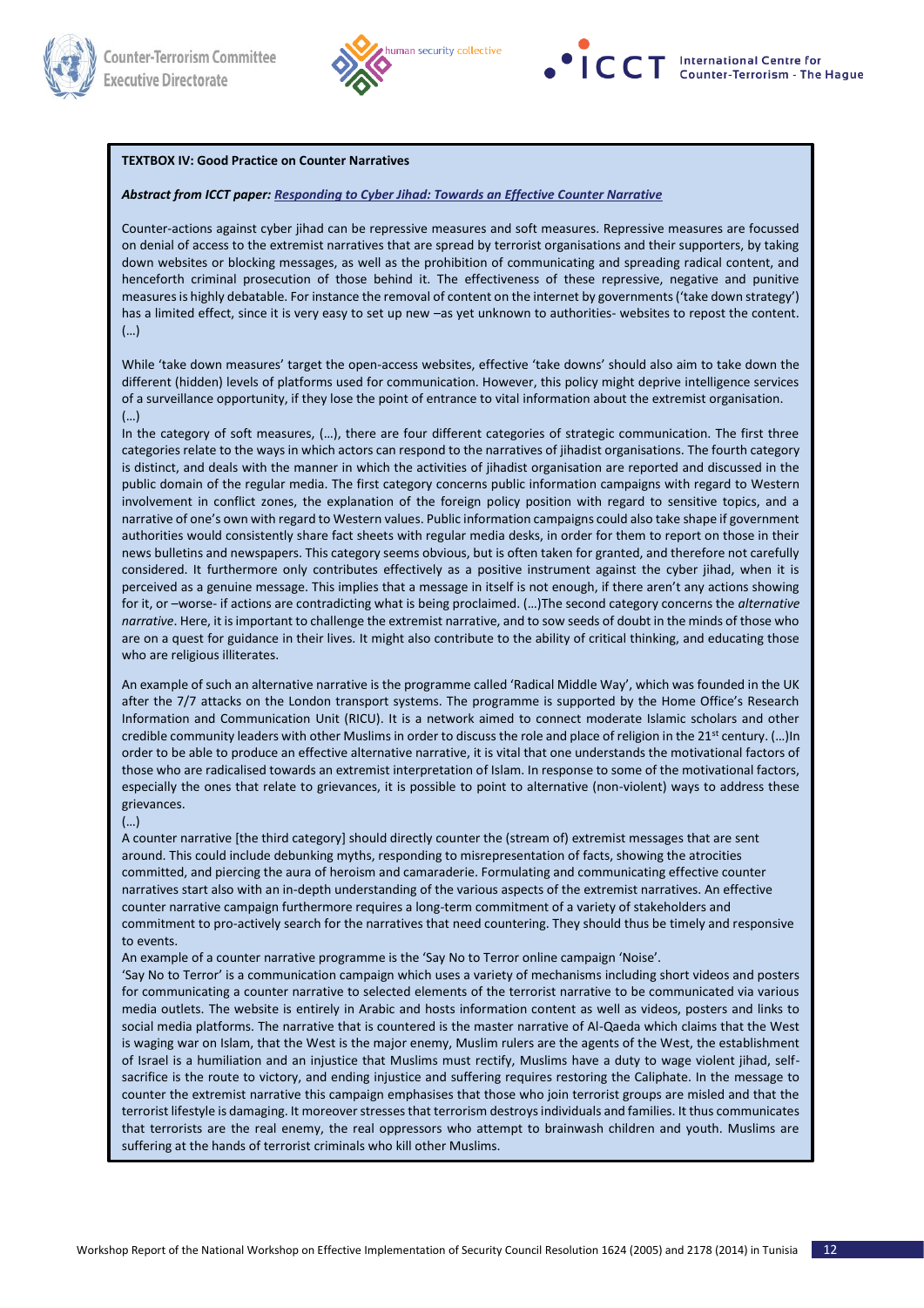**TEXTBOX IV: Good Practice on Counter Narratives**

***Abstract from ICCT paper: Responding to Cyber Jihad: Towards an Effective Counter Narrative***

Counter-actions against cyber jihad can be repressive measures and soft measures. Repressive measures are focussed on denial of access to the extremist narratives that are spread by terrorist organisations and their supporters, by taking down websites or blocking messages, as well as the prohibition of communicating and spreading radical content, and henceforth criminal prosecution of those behind it. The effectiveness of these repressive, negative and punitive measures is highly debatable. For instance the removal of content on the internet by governments ('take down strategy') has a limited effect, since it is very easy to set up new –as yet unknown to authorities- websites to repost the content. (…)

While 'take down measures' target the open-access websites, effective 'take downs' should also aim to take down the different (hidden) levels of platforms used for communication. However, this policy might deprive intelligence services of a surveillance opportunity, if they lose the point of entrance to vital information about the extremist organisation. (…)

In the category of soft measures, (…), there are four different categories of strategic communication. The first three categories relate to the ways in which actors can respond to the narratives of jihadist organisations. The fourth category is distinct, and deals with the manner in which the activities of jihadist organisation are reported and discussed in the public domain of the regular media. The first category concerns public information campaigns with regard to Western involvement in conflict zones, the explanation of the foreign policy position with regard to sensitive topics, and a narrative of one's own with regard to Western values. Public information campaigns could also take shape if government authorities would consistently share fact sheets with regular media desks, in order for them to report on those in their news bulletins and newspapers. This category seems obvious, but is often taken for granted, and therefore not carefully considered. It furthermore only contributes effectively as a positive instrument against the cyber jihad, when it is perceived as a genuine message. This implies that a message in itself is not enough, if there aren't any actions showing for it, or –worse- if actions are contradicting what is being proclaimed. (…)The second category concerns the *alternative narrative*. Here, it is important to challenge the extremist narrative, and to sow seeds of doubt in the minds of those who are on a quest for guidance in their lives. It might also contribute to the ability of critical thinking, and educating those who are religious illiterates.

An example of such an alternative narrative is the programme called 'Radical Middle Way', which was founded in the UK after the 7/7 attacks on the London transport systems. The programme is supported by the Home Office's Research Information and Communication Unit (RICU). It is a network aimed to connect moderate Islamic scholars and other credible community leaders with other Muslims in order to discuss the role and place of religion in the 21st century. (…)In order to be able to produce an effective alternative narrative, it is vital that one understands the motivational factors of those who are radicalised towards an extremist interpretation of Islam. In response to some of the motivational factors, especially the ones that relate to grievances, it is possible to point to alternative (non-violent) ways to address these grievances.
(…)
A counter narrative [the third category] should directly counter the (stream of) extremist messages that are sent around. This could include debunking myths, responding to misrepresentation of facts, showing the atrocities committed, and piercing the aura of heroism and camaraderie. Formulating and communicating effective counter narratives start also with an in-depth understanding of the various aspects of the extremist narratives. An effective counter narrative campaign furthermore requires a long-term commitment of a variety of stakeholders and commitment to pro-actively search for the narratives that need countering. They should thus be timely and responsive to events.
An example of a counter narrative programme is the 'Say No to Terror online campaign 'Noise'.
'Say No to Terror' is a communication campaign which uses a variety of mechanisms including short videos and posters for communicating a counter narrative to selected elements of the terrorist narrative to be communicated via various media outlets. The website is entirely in Arabic and hosts information content as well as videos, posters and links to social media platforms. The narrative that is countered is the master narrative of Al-Qaeda which claims that the West is waging war on Islam, that the West is the major enemy, Muslim rulers are the agents of the West, the establishment of Israel is a humiliation and an injustice that Muslims must rectify, Muslims have a duty to wage violent jihad, self-sacrifice is the route to victory, and ending injustice and suffering requires restoring the Caliphate. In the message to counter the extremist narrative this campaign emphasises that those who join terrorist groups are misled and that the terrorist lifestyle is damaging. It moreover stresses that terrorism destroys individuals and families. It thus communicates that terrorists are the real enemy, the real oppressors who attempt to brainwash children and youth. Muslims are suffering at the hands of terrorist criminals who kill other Muslims.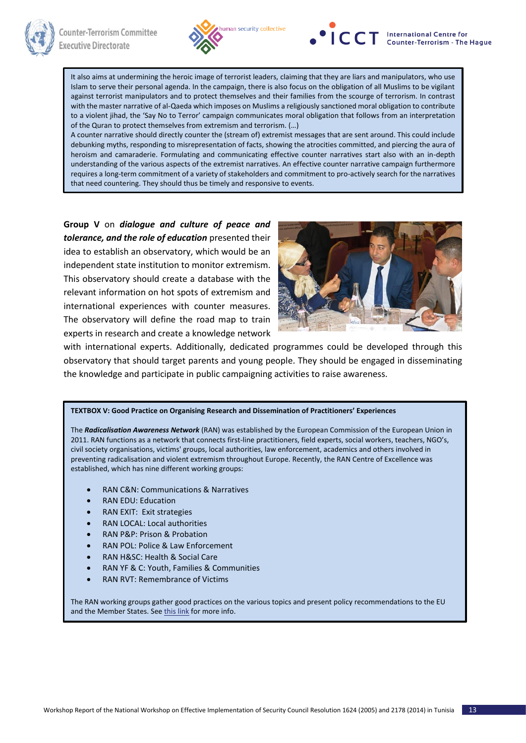It also aims at undermining the heroic image of terrorist leaders, claiming that they are liars and manipulators, who use Islam to serve their personal agenda. In the campaign, there is also focus on the obligation of all Muslims to be vigilant against terrorist manipulators and to protect themselves and their families from the scourge of terrorism. In contrast with the master narrative of al-Qaeda which imposes on Muslims a religiously sanctioned moral obligation to contribute to a violent jihad, the 'Say No to Terror' campaign communicates moral obligation that follows from an interpretation of the Quran to protect themselves from extremism and terrorism. (…)

A counter narrative should directly counter the (stream of) extremist messages that are sent around. This could include debunking myths, responding to misrepresentation of facts, showing the atrocities committed, and piercing the aura of heroism and camaraderie. Formulating and communicating effective counter narratives start also with an in-depth understanding of the various aspects of the extremist narratives. An effective counter narrative campaign furthermore requires a long-term commitment of a variety of stakeholders and commitment to pro-actively search for the narratives that need countering. They should thus be timely and responsive to events.

**Group V** on ***dialogue and culture of peace and tolerance, and the role of education*** presented their idea to establish an observatory, which would be an independent state institution to monitor extremism. This observatory should create a database with the relevant information on hot spots of extremism and international experiences with counter measures. The observatory will define the road map to train experts in research and create a knowledge network with international experts. Additionally, dedicated programmes could be developed through this observatory that should target parents and young people. They should be engaged in disseminating the knowledge and participate in public campaigning activities to raise awareness.

**TEXTBOX V: Good Practice on Organising Research and Dissemination of Practitioners' Experiences**

The ***Radicalisation Awareness Network*** (RAN) was established by the European Commission of the European Union in 2011. RAN functions as a network that connects first-line practitioners, field experts, social workers, teachers, NGO's, civil society organisations, victims' groups, local authorities, law enforcement, academics and others involved in preventing radicalisation and violent extremism throughout Europe. Recently, the RAN Centre of Excellence was established, which has nine different working groups:

- RAN C&N: Communications & Narratives
- RAN EDU: Education
- RAN EXIT: Exit strategies
- RAN LOCAL: Local authorities
- RAN P&P: Prison & Probation
- RAN POL: Police & Law Enforcement
- RAN H&SC: Health & Social Care
- RAN YF & C: Youth, Families & Communities
- RAN RVT: Remembrance of Victims

The RAN working groups gather good practices on the various topics and present policy recommendations to the EU and the Member States. See this link for more info.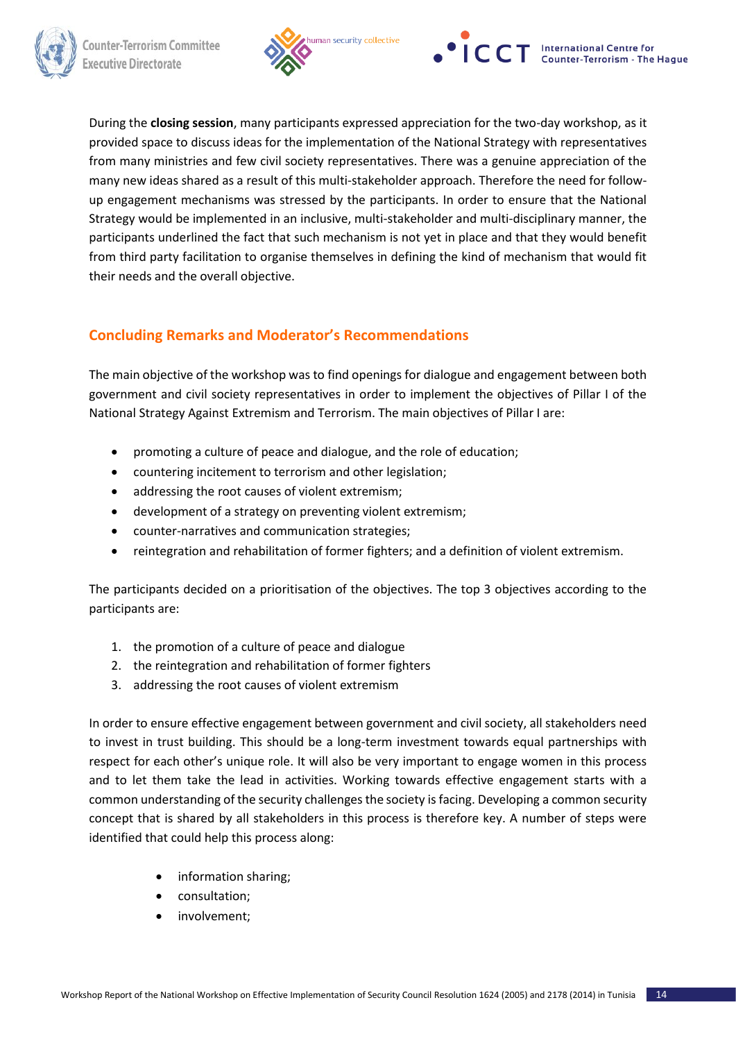During the **closing session**, many participants expressed appreciation for the two-day workshop, as it provided space to discuss ideas for the implementation of the National Strategy with representatives from many ministries and few civil society representatives. There was a genuine appreciation of the many new ideas shared as a result of this multi-stakeholder approach. Therefore the need for follow-up engagement mechanisms was stressed by the participants. In order to ensure that the National Strategy would be implemented in an inclusive, multi-stakeholder and multi-disciplinary manner, the participants underlined the fact that such mechanism is not yet in place and that they would benefit from third party facilitation to organise themselves in defining the kind of mechanism that would fit their needs and the overall objective.

## Concluding Remarks and Moderator's Recommendations

The main objective of the workshop was to find openings for dialogue and engagement between both government and civil society representatives in order to implement the objectives of Pillar I of the National Strategy Against Extremism and Terrorism. The main objectives of Pillar I are:

- promoting a culture of peace and dialogue, and the role of education;
- countering incitement to terrorism and other legislation;
- addressing the root causes of violent extremism;
- development of a strategy on preventing violent extremism;
- counter-narratives and communication strategies;
- reintegration and rehabilitation of former fighters; and a definition of violent extremism.

The participants decided on a prioritisation of the objectives. The top 3 objectives according to the participants are:

1. the promotion of a culture of peace and dialogue
2. the reintegration and rehabilitation of former fighters
3. addressing the root causes of violent extremism

In order to ensure effective engagement between government and civil society, all stakeholders need to invest in trust building. This should be a long-term investment towards equal partnerships with respect for each other's unique role. It will also be very important to engage women in this process and to let them take the lead in activities. Working towards effective engagement starts with a common understanding of the security challenges the society is facing. Developing a common security concept that is shared by all stakeholders in this process is therefore key. A number of steps were identified that could help this process along:

- information sharing;
- consultation;
- involvement;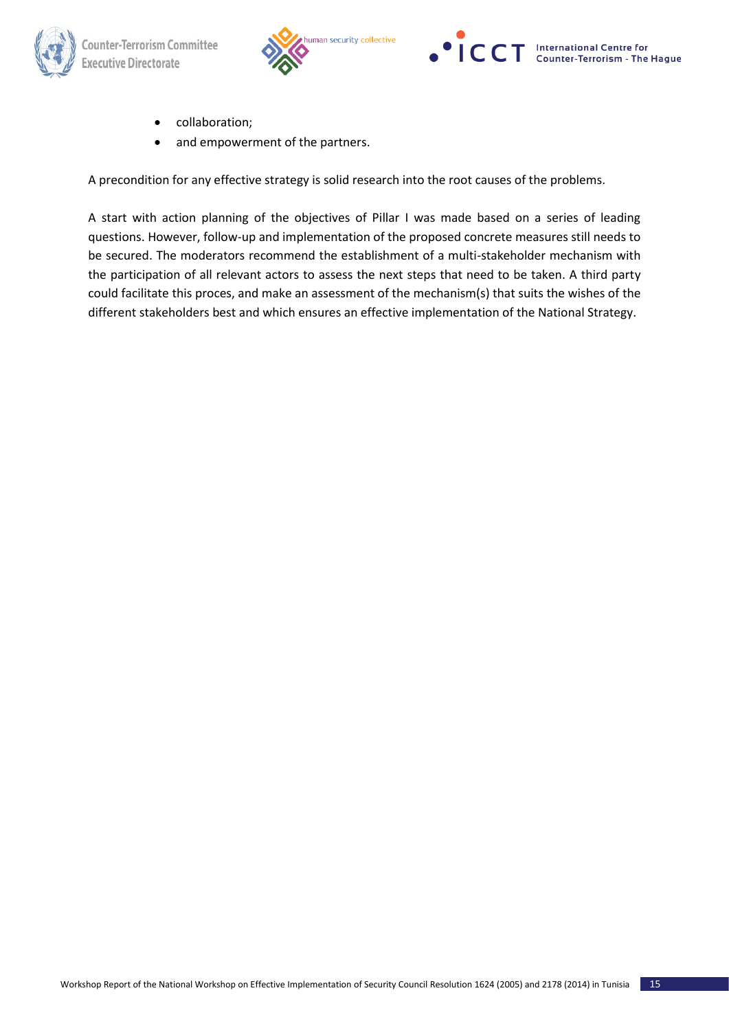- collaboration;
- and empowerment of the partners.

A precondition for any effective strategy is solid research into the root causes of the problems.

A start with action planning of the objectives of Pillar I was made based on a series of leading questions. However, follow-up and implementation of the proposed concrete measures still needs to be secured. The moderators recommend the establishment of a multi-stakeholder mechanism with the participation of all relevant actors to assess the next steps that need to be taken. A third party could facilitate this proces, and make an assessment of the mechanism(s) that suits the wishes of the different stakeholders best and which ensures an effective implementation of the National Strategy.